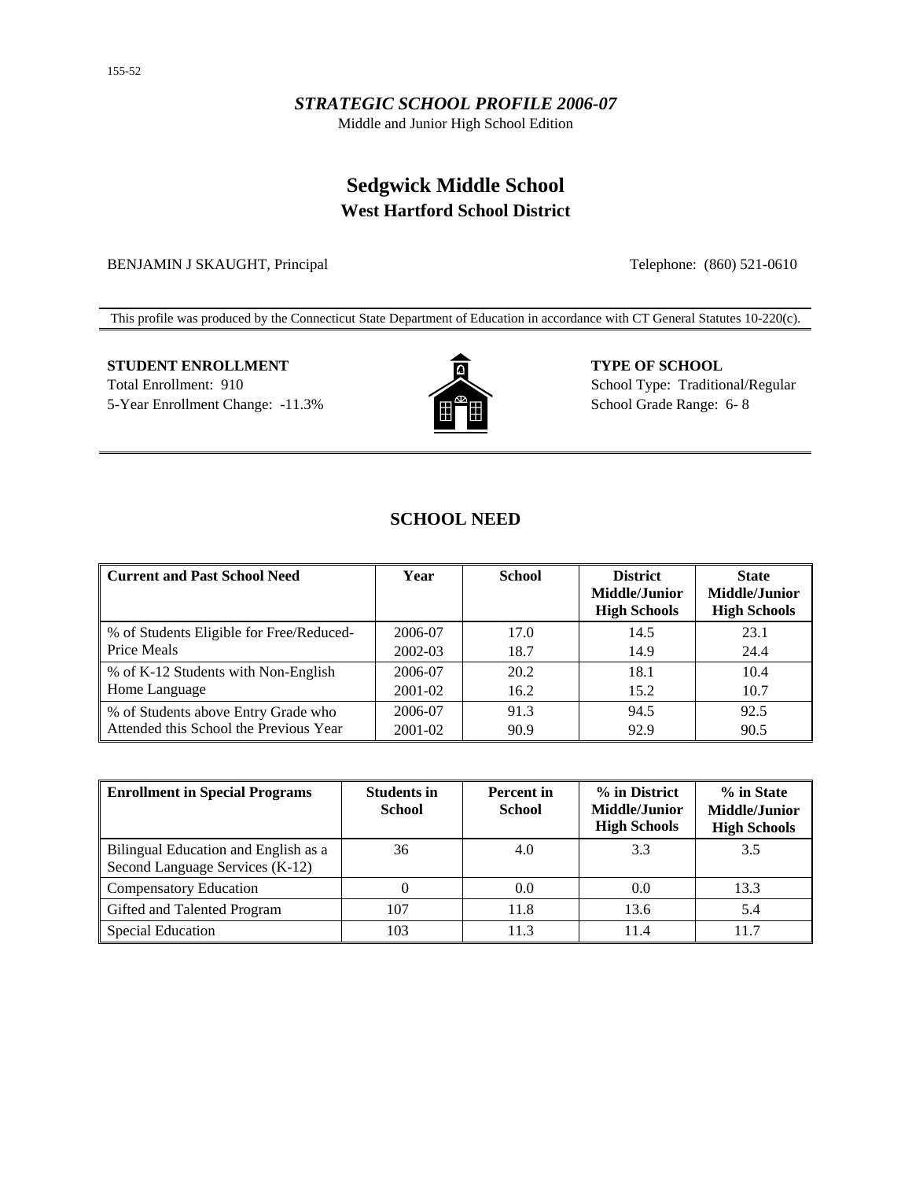155-52

*STRATEGIC SCHOOL PROFILE 2006-07*

Middle and Junior High School Edition

# Sedgwick Middle School

## West Hartford School District

BENJAMIN J SKAUGHT, Principal

Telephone: (860) 521-0610

This profile was produced by the Connecticut State Department of Education in accordance with CT General Statutes 10-220(c).

**STUDENT ENROLLMENT**

Total Enrollment: 910

5-Year Enrollment Change: -11.3%

**TYPE OF SCHOOL**

School Type: Traditional/Regular

School Grade Range: 6- 8

## SCHOOL NEED

| Current and Past School Need | Year | School | District Middle/Junior High Schools | State Middle/Junior High Schools |
|---|---|---|---|---|
| % of Students Eligible for Free/Reduced-Price Meals | 2006-07 | 17.0 | 14.5 | 23.1 |
| | 2002-03 | 18.7 | 14.9 | 24.4 |
| % of K-12 Students with Non-English Home Language | 2006-07 | 20.2 | 18.1 | 10.4 |
| | 2001-02 | 16.2 | 15.2 | 10.7 |
| % of Students above Entry Grade who Attended this School the Previous Year | 2006-07 | 91.3 | 94.5 | 92.5 |
| | 2001-02 | 90.9 | 92.9 | 90.5 |

| Enrollment in Special Programs | Students in School | Percent in School | % in District Middle/Junior High Schools | % in State Middle/Junior High Schools |
|---|---|---|---|---|
| Bilingual Education and English as a Second Language Services (K-12) | 36 | 4.0 | 3.3 | 3.5 |
| Compensatory Education | 0 | 0.0 | 0.0 | 13.3 |
| Gifted and Talented Program | 107 | 11.8 | 13.6 | 5.4 |
| Special Education | 103 | 11.3 | 11.4 | 11.7 |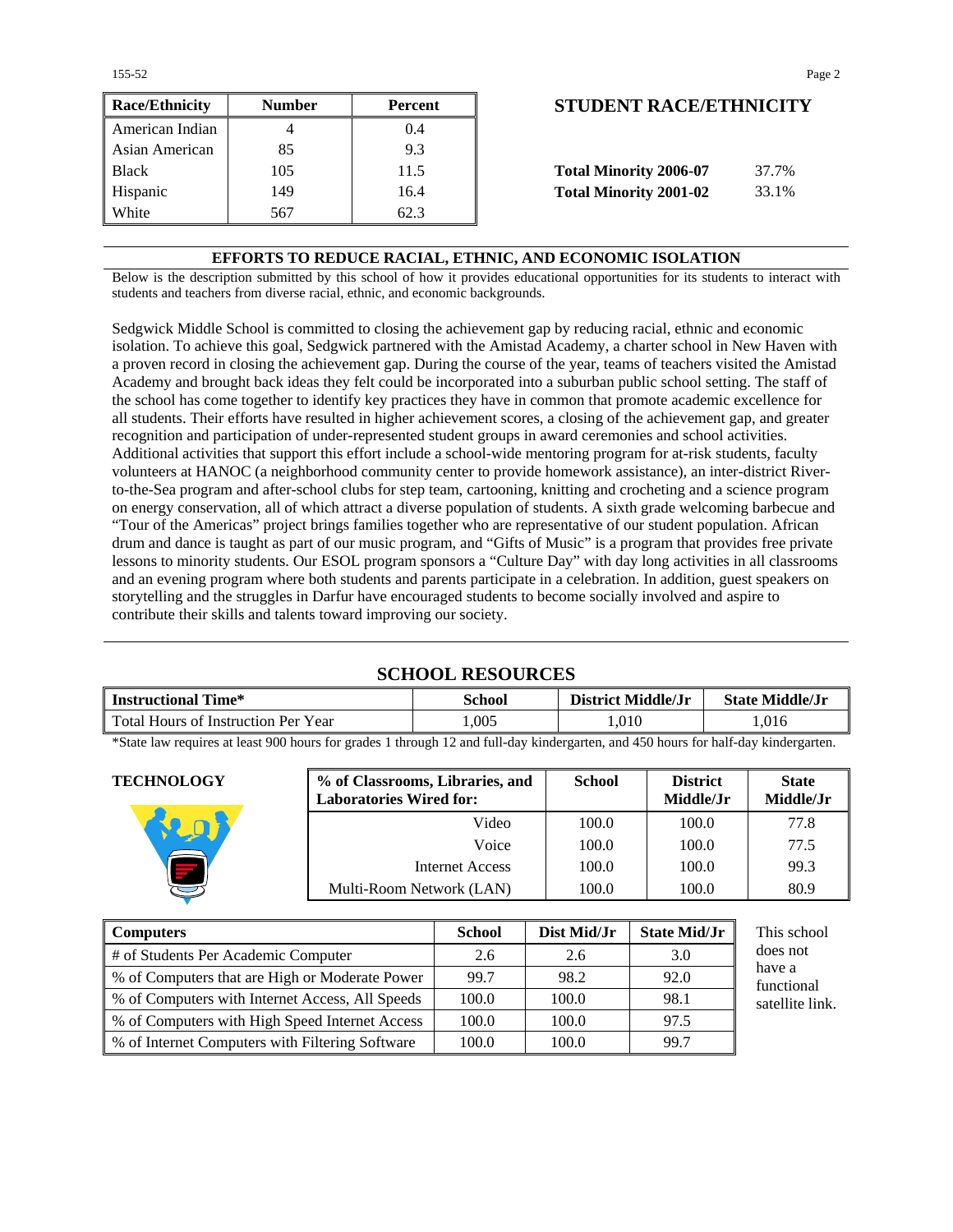| Race/Ethnicity | Number | Percent |
| --- | --- | --- |
| American Indian | 4 | 0.4 |
| Asian American | 85 | 9.3 |
| Black | 105 | 11.5 |
| Hispanic | 149 | 16.4 |
| White | 567 | 62.3 |

## STUDENT RACE/ETHNICITY

**Total Minority 2006-07** 37.7%

**Total Minority 2001-02** 33.1%

## EFFORTS TO REDUCE RACIAL, ETHNIC, AND ECONOMIC ISOLATION

Below is the description submitted by this school of how it provides educational opportunities for its students to interact with students and teachers from diverse racial, ethnic, and economic backgrounds.

Sedgwick Middle School is committed to closing the achievement gap by reducing racial, ethnic and economic isolation. To achieve this goal, Sedgwick partnered with the Amistad Academy, a charter school in New Haven with a proven record in closing the achievement gap. During the course of the year, teams of teachers visited the Amistad Academy and brought back ideas they felt could be incorporated into a suburban public school setting. The staff of the school has come together to identify key practices they have in common that promote academic excellence for all students. Their efforts have resulted in higher achievement scores, a closing of the achievement gap, and greater recognition and participation of under-represented student groups in award ceremonies and school activities. Additional activities that support this effort include a school-wide mentoring program for at-risk students, faculty volunteers at HANOC (a neighborhood community center to provide homework assistance), an inter-district River-to-the-Sea program and after-school clubs for step team, cartooning, knitting and crocheting and a science program on energy conservation, all of which attract a diverse population of students. A sixth grade welcoming barbecue and "Tour of the Americas" project brings families together who are representative of our student population. African drum and dance is taught as part of our music program, and "Gifts of Music" is a program that provides free private lessons to minority students. Our ESOL program sponsors a "Culture Day" with day long activities in all classrooms and an evening program where both students and parents participate in a celebration. In addition, guest speakers on storytelling and the struggles in Darfur have encouraged students to become socially involved and aspire to contribute their skills and talents toward improving our society.

## SCHOOL RESOURCES

| Instructional Time* | School | District Middle/Jr | State Middle/Jr |
| --- | --- | --- | --- |
| Total Hours of Instruction Per Year | 1,005 | 1,010 | 1,016 |

*State law requires at least 900 hours for grades 1 through 12 and full-day kindergarten, and 450 hours for half-day kindergarten.

### TECHNOLOGY

| % of Classrooms, Libraries, and Laboratories Wired for: | School | District Middle/Jr | State Middle/Jr |
| --- | --- | --- | --- |
| Video | 100.0 | 100.0 | 77.8 |
| Voice | 100.0 | 100.0 | 77.5 |
| Internet Access | 100.0 | 100.0 | 99.3 |
| Multi-Room Network (LAN) | 100.0 | 100.0 | 80.9 |

| Computers | School | Dist Mid/Jr | State Mid/Jr |
| --- | --- | --- | --- |
| # of Students Per Academic Computer | 2.6 | 2.6 | 3.0 |
| % of Computers that are High or Moderate Power | 99.7 | 98.2 | 92.0 |
| % of Computers with Internet Access, All Speeds | 100.0 | 100.0 | 98.1 |
| % of Computers with High Speed Internet Access | 100.0 | 100.0 | 97.5 |
| % of Internet Computers with Filtering Software | 100.0 | 100.0 | 99.7 |

This school does not have a functional satellite link.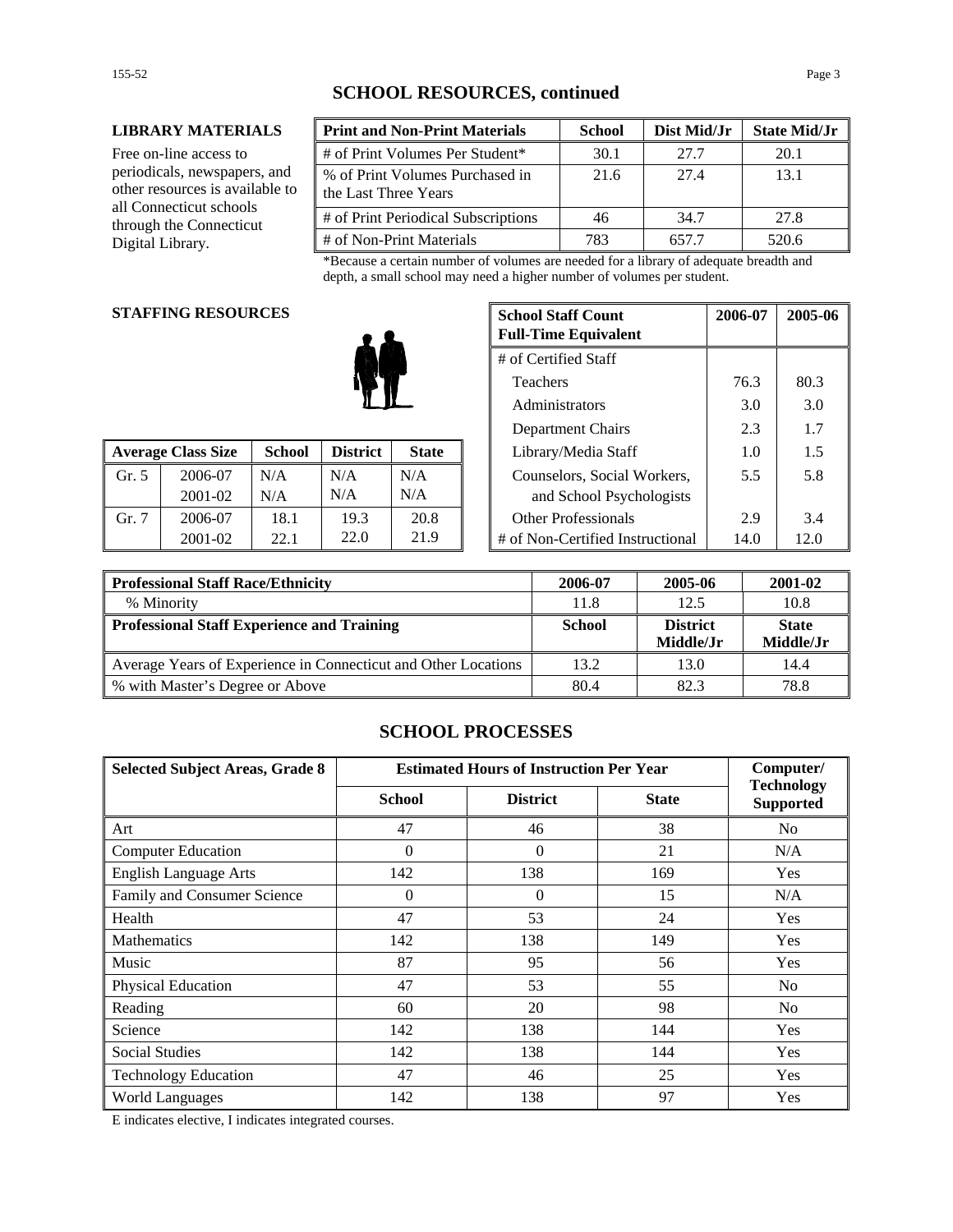## SCHOOL RESOURCES, continued

**LIBRARY MATERIALS**

Free on-line access to periodicals, newspapers, and other resources is available to all Connecticut schools through the Connecticut Digital Library.

| Print and Non-Print Materials | School | Dist Mid/Jr | State Mid/Jr |
|---|---|---|---|
| # of Print Volumes Per Student* | 30.1 | 27.7 | 20.1 |
| % of Print Volumes Purchased in the Last Three Years | 21.6 | 27.4 | 13.1 |
| # of Print Periodical Subscriptions | 46 | 34.7 | 27.8 |
| # of Non-Print Materials | 783 | 657.7 | 520.6 |

*Because a certain number of volumes are needed for a library of adequate breadth and depth, a small school may need a higher number of volumes per student.

**STAFFING RESOURCES**

| Average Class Size | | School | District | State |
|---|---|---|---|---|
| Gr. 5 | 2006-07 | N/A | N/A | N/A |
| | 2001-02 | N/A | N/A | N/A |
| Gr. 7 | 2006-07 | 18.1 | 19.3 | 20.8 |
| | 2001-02 | 22.1 | 22.0 | 21.9 |

| School Staff Count Full-Time Equivalent | 2006-07 | 2005-06 |
|---|---|---|
| # of Certified Staff | | |
| Teachers | 76.3 | 80.3 |
| Administrators | 3.0 | 3.0 |
| Department Chairs | 2.3 | 1.7 |
| Library/Media Staff | 1.0 | 1.5 |
| Counselors, Social Workers, and School Psychologists | 5.5 | 5.8 |
| Other Professionals | 2.9 | 3.4 |
| # of Non-Certified Instructional | 14.0 | 12.0 |

| Professional Staff Race/Ethnicity | 2006-07 | 2005-06 | 2001-02 |
|---|---|---|---|
| % Minority | 11.8 | 12.5 | 10.8 |
| **Professional Staff Experience and Training** | **School** | **District Middle/Jr** | **State Middle/Jr** |
| Average Years of Experience in Connecticut and Other Locations | 13.2 | 13.0 | 14.4 |
| % with Master's Degree or Above | 80.4 | 82.3 | 78.8 |

## SCHOOL PROCESSES

| Selected Subject Areas, Grade 8 | Estimated Hours of Instruction Per Year | | | Computer/ Technology Supported |
|---|---|---|---|---|
| | School | District | State | |
| Art | 47 | 46 | 38 | No |
| Computer Education | 0 | 0 | 21 | N/A |
| English Language Arts | 142 | 138 | 169 | Yes |
| Family and Consumer Science | 0 | 0 | 15 | N/A |
| Health | 47 | 53 | 24 | Yes |
| Mathematics | 142 | 138 | 149 | Yes |
| Music | 87 | 95 | 56 | Yes |
| Physical Education | 47 | 53 | 55 | No |
| Reading | 60 | 20 | 98 | No |
| Science | 142 | 138 | 144 | Yes |
| Social Studies | 142 | 138 | 144 | Yes |
| Technology Education | 47 | 46 | 25 | Yes |
| World Languages | 142 | 138 | 97 | Yes |

E indicates elective, I indicates integrated courses.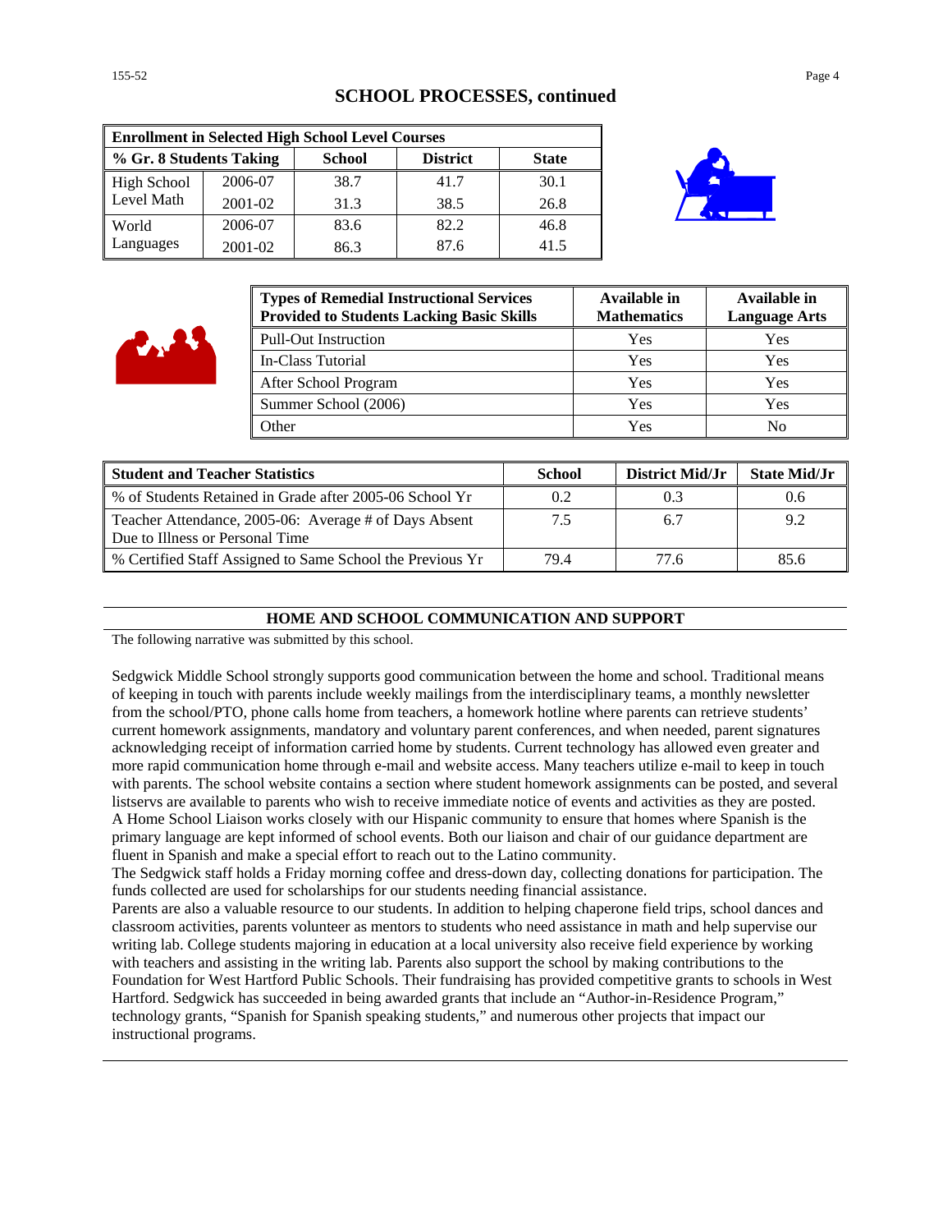## SCHOOL PROCESSES, continued

| Enrollment in Selected High School Level Courses | | | | |
|---|---|---|---|---|
| **% Gr. 8 Students Taking** | | **School** | **District** | **State** |
| High School Level Math | 2006-07 | 38.7 | 41.7 | 30.1 |
| | 2001-02 | 31.3 | 38.5 | 26.8 |
| World Languages | 2006-07 | 83.6 | 82.2 | 46.8 |
| | 2001-02 | 86.3 | 87.6 | 41.5 |

| Types of Remedial Instructional Services Provided to Students Lacking Basic Skills | Available in Mathematics | Available in Language Arts |
|---|---|---|
| Pull-Out Instruction | Yes | Yes |
| In-Class Tutorial | Yes | Yes |
| After School Program | Yes | Yes |
| Summer School (2006) | Yes | Yes |
| Other | Yes | No |

| Student and Teacher Statistics | School | District Mid/Jr | State Mid/Jr |
|---|---|---|---|
| % of Students Retained in Grade after 2005-06 School Yr | 0.2 | 0.3 | 0.6 |
| Teacher Attendance, 2005-06: Average # of Days Absent Due to Illness or Personal Time | 7.5 | 6.7 | 9.2 |
| % Certified Staff Assigned to Same School the Previous Yr | 79.4 | 77.6 | 85.6 |

## HOME AND SCHOOL COMMUNICATION AND SUPPORT

The following narrative was submitted by this school.

Sedgwick Middle School strongly supports good communication between the home and school. Traditional means of keeping in touch with parents include weekly mailings from the interdisciplinary teams, a monthly newsletter from the school/PTO, phone calls home from teachers, a homework hotline where parents can retrieve students' current homework assignments, mandatory and voluntary parent conferences, and when needed, parent signatures acknowledging receipt of information carried home by students. Current technology has allowed even greater and more rapid communication home through e-mail and website access. Many teachers utilize e-mail to keep in touch with parents. The school website contains a section where student homework assignments can be posted, and several listservs are available to parents who wish to receive immediate notice of events and activities as they are posted. A Home School Liaison works closely with our Hispanic community to ensure that homes where Spanish is the primary language are kept informed of school events. Both our liaison and chair of our guidance department are fluent in Spanish and make a special effort to reach out to the Latino community.

The Sedgwick staff holds a Friday morning coffee and dress-down day, collecting donations for participation. The funds collected are used for scholarships for our students needing financial assistance.

Parents are also a valuable resource to our students. In addition to helping chaperone field trips, school dances and classroom activities, parents volunteer as mentors to students who need assistance in math and help supervise our writing lab. College students majoring in education at a local university also receive field experience by working with teachers and assisting in the writing lab. Parents also support the school by making contributions to the Foundation for West Hartford Public Schools. Their fundraising has provided competitive grants to schools in West Hartford. Sedgwick has succeeded in being awarded grants that include an "Author-in-Residence Program," technology grants, "Spanish for Spanish speaking students," and numerous other projects that impact our instructional programs.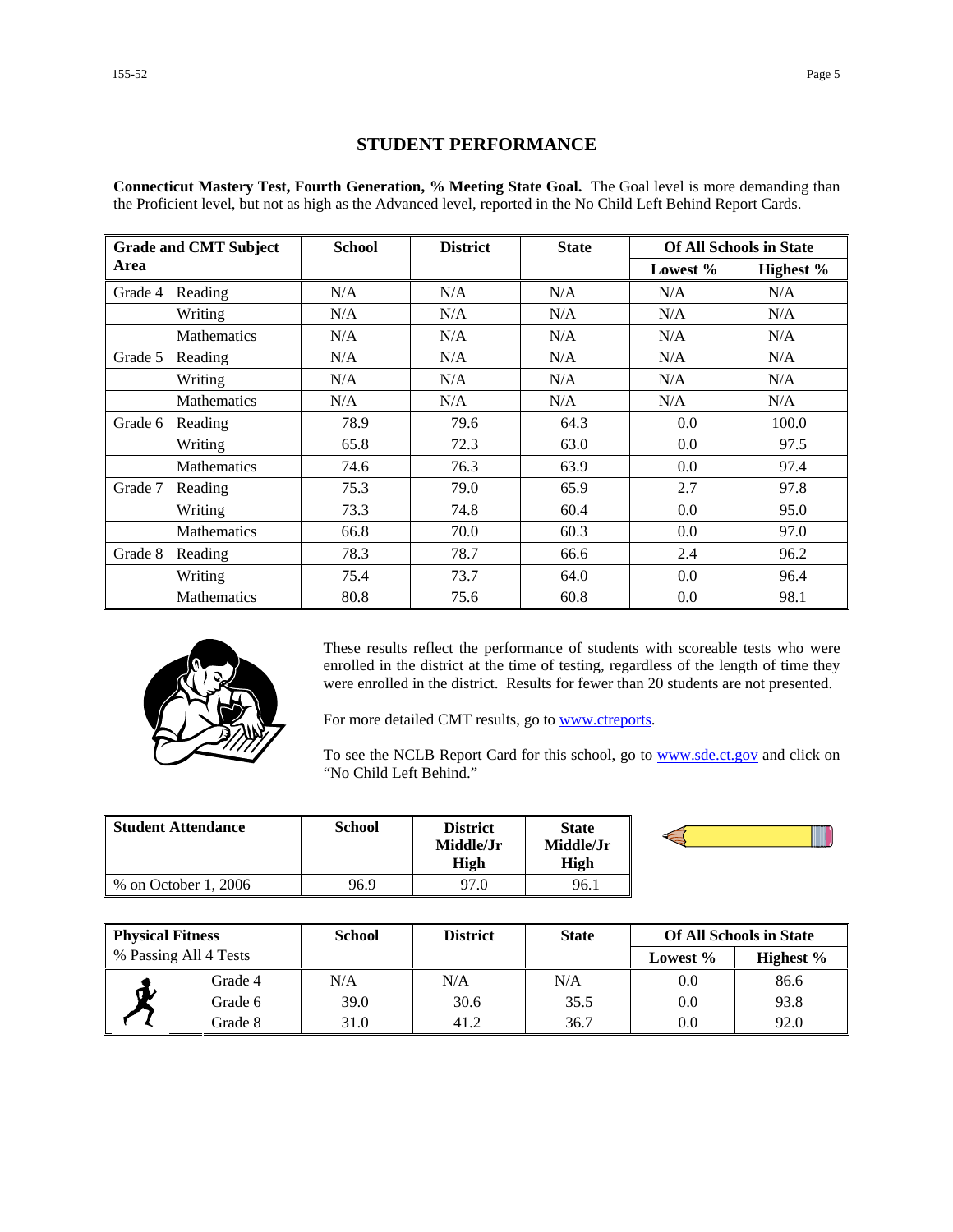## STUDENT PERFORMANCE

**Connecticut Mastery Test, Fourth Generation, % Meeting State Goal.** The Goal level is more demanding than the Proficient level, but not as high as the Advanced level, reported in the No Child Left Behind Report Cards.

| Grade and CMT Subject Area | | School | District | State | Of All Schools in State | |
|---|---|---|---|---|---|---|
| | | | | | Lowest % | Highest % |
| Grade 4 | Reading | N/A | N/A | N/A | N/A | N/A |
| | Writing | N/A | N/A | N/A | N/A | N/A |
| | Mathematics | N/A | N/A | N/A | N/A | N/A |
| Grade 5 | Reading | N/A | N/A | N/A | N/A | N/A |
| | Writing | N/A | N/A | N/A | N/A | N/A |
| | Mathematics | N/A | N/A | N/A | N/A | N/A |
| Grade 6 | Reading | 78.9 | 79.6 | 64.3 | 0.0 | 100.0 |
| | Writing | 65.8 | 72.3 | 63.0 | 0.0 | 97.5 |
| | Mathematics | 74.6 | 76.3 | 63.9 | 0.0 | 97.4 |
| Grade 7 | Reading | 75.3 | 79.0 | 65.9 | 2.7 | 97.8 |
| | Writing | 73.3 | 74.8 | 60.4 | 0.0 | 95.0 |
| | Mathematics | 66.8 | 70.0 | 60.3 | 0.0 | 97.0 |
| Grade 8 | Reading | 78.3 | 78.7 | 66.6 | 2.4 | 96.2 |
| | Writing | 75.4 | 73.7 | 64.0 | 0.0 | 96.4 |
| | Mathematics | 80.8 | 75.6 | 60.8 | 0.0 | 98.1 |

These results reflect the performance of students with scoreable tests who were enrolled in the district at the time of testing, regardless of the length of time they were enrolled in the district. Results for fewer than 20 students are not presented.

For more detailed CMT results, go to www.ctreports.

To see the NCLB Report Card for this school, go to www.sde.ct.gov and click on "No Child Left Behind."

| Student Attendance | School | District Middle/Jr High | State Middle/Jr High |
|---|---|---|---|
| % on October 1, 2006 | 96.9 | 97.0 | 96.1 |

| Physical Fitness % Passing All 4 Tests | School | District | State | Of All Schools in State | |
|---|---|---|---|---|---|
| | | | | Lowest % | Highest % |
| Grade 4 | N/A | N/A | N/A | 0.0 | 86.6 |
| Grade 6 | 39.0 | 30.6 | 35.5 | 0.0 | 93.8 |
| Grade 8 | 31.0 | 41.2 | 36.7 | 0.0 | 92.0 |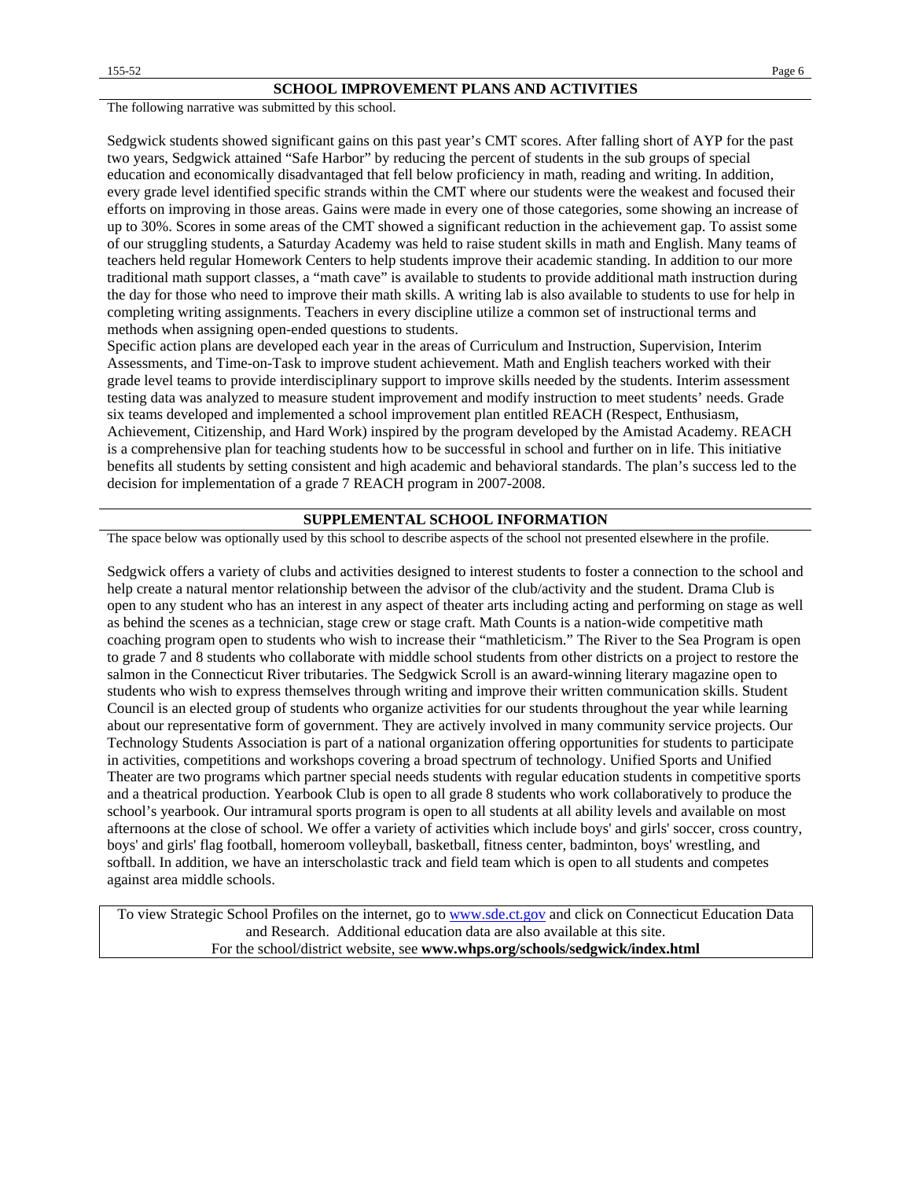## SCHOOL IMPROVEMENT PLANS AND ACTIVITIES

The following narrative was submitted by this school.

Sedgwick students showed significant gains on this past year's CMT scores. After falling short of AYP for the past two years, Sedgwick attained "Safe Harbor" by reducing the percent of students in the sub groups of special education and economically disadvantaged that fell below proficiency in math, reading and writing. In addition, every grade level identified specific strands within the CMT where our students were the weakest and focused their efforts on improving in those areas. Gains were made in every one of those categories, some showing an increase of up to 30%. Scores in some areas of the CMT showed a significant reduction in the achievement gap. To assist some of our struggling students, a Saturday Academy was held to raise student skills in math and English. Many teams of teachers held regular Homework Centers to help students improve their academic standing. In addition to our more traditional math support classes, a "math cave" is available to students to provide additional math instruction during the day for those who need to improve their math skills. A writing lab is also available to students to use for help in completing writing assignments. Teachers in every discipline utilize a common set of instructional terms and methods when assigning open-ended questions to students.

Specific action plans are developed each year in the areas of Curriculum and Instruction, Supervision, Interim Assessments, and Time-on-Task to improve student achievement. Math and English teachers worked with their grade level teams to provide interdisciplinary support to improve skills needed by the students. Interim assessment testing data was analyzed to measure student improvement and modify instruction to meet students' needs. Grade six teams developed and implemented a school improvement plan entitled REACH (Respect, Enthusiasm, Achievement, Citizenship, and Hard Work) inspired by the program developed by the Amistad Academy. REACH is a comprehensive plan for teaching students how to be successful in school and further on in life. This initiative benefits all students by setting consistent and high academic and behavioral standards. The plan's success led to the decision for implementation of a grade 7 REACH program in 2007-2008.

## SUPPLEMENTAL SCHOOL INFORMATION

The space below was optionally used by this school to describe aspects of the school not presented elsewhere in the profile.

Sedgwick offers a variety of clubs and activities designed to interest students to foster a connection to the school and help create a natural mentor relationship between the advisor of the club/activity and the student. Drama Club is open to any student who has an interest in any aspect of theater arts including acting and performing on stage as well as behind the scenes as a technician, stage crew or stage craft. Math Counts is a nation-wide competitive math coaching program open to students who wish to increase their "mathleticism." The River to the Sea Program is open to grade 7 and 8 students who collaborate with middle school students from other districts on a project to restore the salmon in the Connecticut River tributaries. The Sedgwick Scroll is an award-winning literary magazine open to students who wish to express themselves through writing and improve their written communication skills. Student Council is an elected group of students who organize activities for our students throughout the year while learning about our representative form of government. They are actively involved in many community service projects. Our Technology Students Association is part of a national organization offering opportunities for students to participate in activities, competitions and workshops covering a broad spectrum of technology. Unified Sports and Unified Theater are two programs which partner special needs students with regular education students in competitive sports and a theatrical production. Yearbook Club is open to all grade 8 students who work collaboratively to produce the school's yearbook. Our intramural sports program is open to all students at all ability levels and available on most afternoons at the close of school. We offer a variety of activities which include boys' and girls' soccer, cross country, boys' and girls' flag football, homeroom volleyball, basketball, fitness center, badminton, boys' wrestling, and softball. In addition, we have an interscholastic track and field team which is open to all students and competes against area middle schools.

To view Strategic School Profiles on the internet, go to www.sde.ct.gov and click on Connecticut Education Data and Research. Additional education data are also available at this site.
For the school/district website, see **www.whps.org/schools/sedgwick/index.html**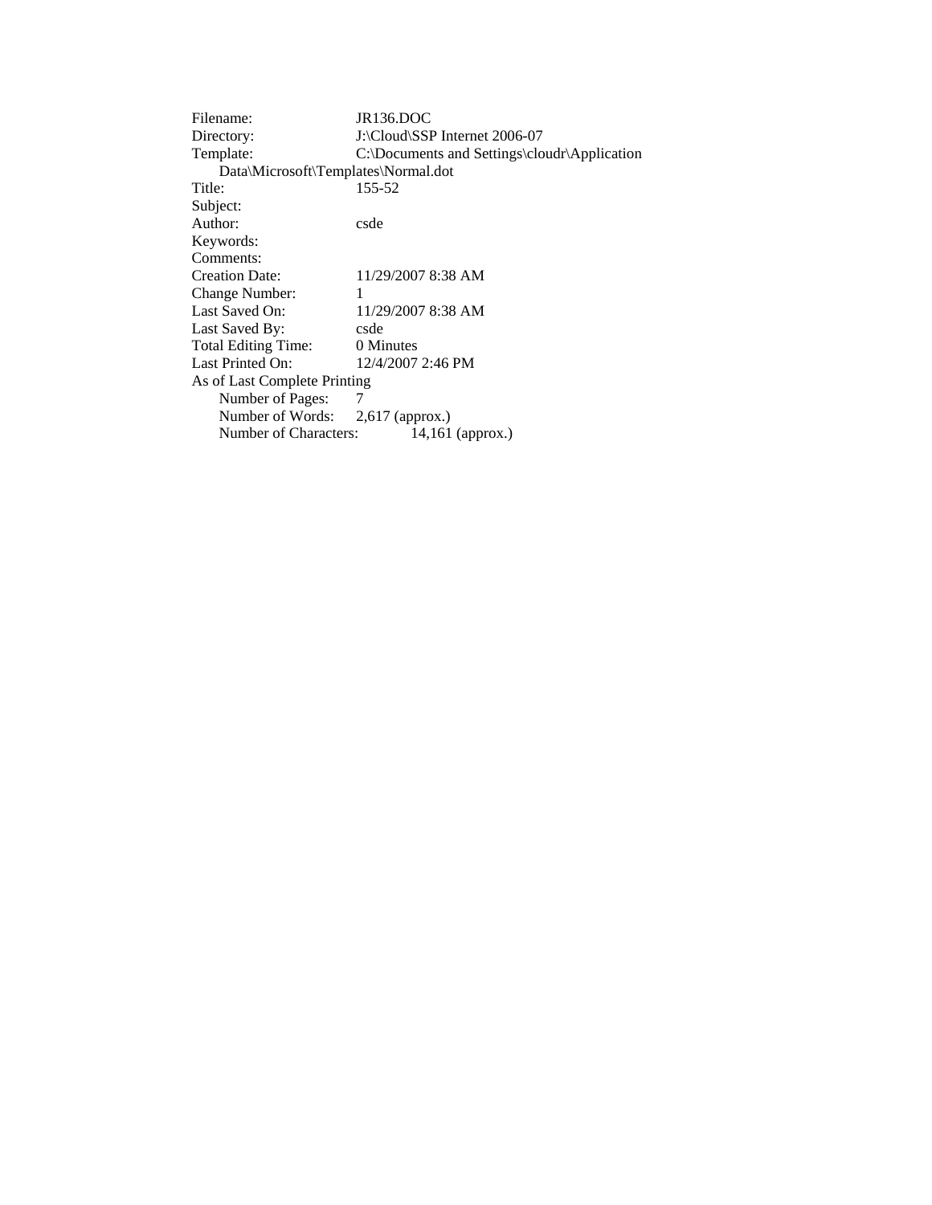Filename: JR136.DOC
Directory: J:\Cloud\SSP Internet 2006-07
Template: C:\Documents and Settings\cloudr\Application Data\Microsoft\Templates\Normal.dot
Title: 155-52
Subject:
Author: csde
Keywords:
Comments:
Creation Date: 11/29/2007 8:38 AM
Change Number: 1
Last Saved On: 11/29/2007 8:38 AM
Last Saved By: csde
Total Editing Time: 0 Minutes
Last Printed On: 12/4/2007 2:46 PM
As of Last Complete Printing
Number of Pages: 7
Number of Words: 2,617 (approx.)
Number of Characters: 14,161 (approx.)